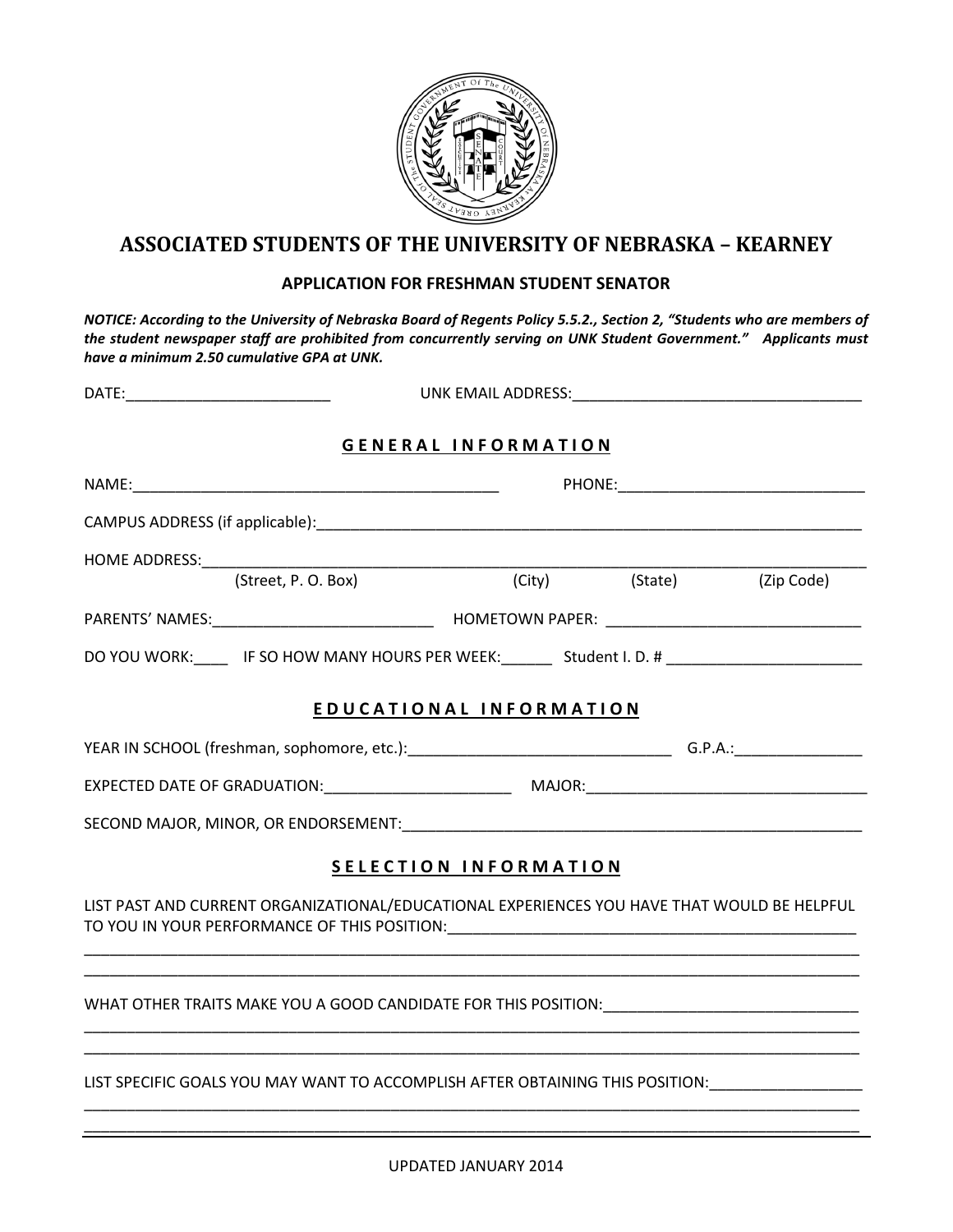# ASSOCIATED STUDENTS OF THE UNIVERSITY OF NEBRASKA – KEARNEY

## APPLICATION FOR FRESHMAN STUDENT SENATOR

***NOTICE: According to the University of Nebraska Board of Regents Policy 5.5.2., Section 2, "Students who are members of the student newspaper staff are prohibited from concurrently serving on UNK Student Government." Applicants must have a minimum 2.50 cumulative GPA at UNK.***

DATE:________________________ UNK EMAIL ADDRESS:__________________________________

### GENERAL INFORMATION

NAME:___________________________________________ PHONE:_____________________________

CAMPUS ADDRESS (if applicable):_____________________________________________________________

HOME ADDRESS:_____________________________________________________________________________
(Street, P. O. Box) (City) (State) (Zip Code)

PARENTS' NAMES:__________________________ HOMETOWN PAPER: ______________________________

DO YOU WORK:____ IF SO HOW MANY HOURS PER WEEK:______ Student I. D. # _______________________

### EDUCATIONAL INFORMATION

YEAR IN SCHOOL (freshman, sophomore, etc.):_______________________________ G.P.A.:_______________

EXPECTED DATE OF GRADUATION:______________________ MAJOR:__________________________________

SECOND MAJOR, MINOR, OR ENDORSEMENT:______________________________________________________

### SELECTION INFORMATION

LIST PAST AND CURRENT ORGANIZATIONAL/EDUCATIONAL EXPERIENCES YOU HAVE THAT WOULD BE HELPFUL TO YOU IN YOUR PERFORMANCE OF THIS POSITION:_________________________________________________

_____________________________________________________________________________________________

_____________________________________________________________________________________________

WHAT OTHER TRAITS MAKE YOU A GOOD CANDIDATE FOR THIS POSITION:______________________________

_____________________________________________________________________________________________

_____________________________________________________________________________________________

LIST SPECIFIC GOALS YOU MAY WANT TO ACCOMPLISH AFTER OBTAINING THIS POSITION:_________________

_____________________________________________________________________________________________

_____________________________________________________________________________________________

UPDATED JANUARY 2014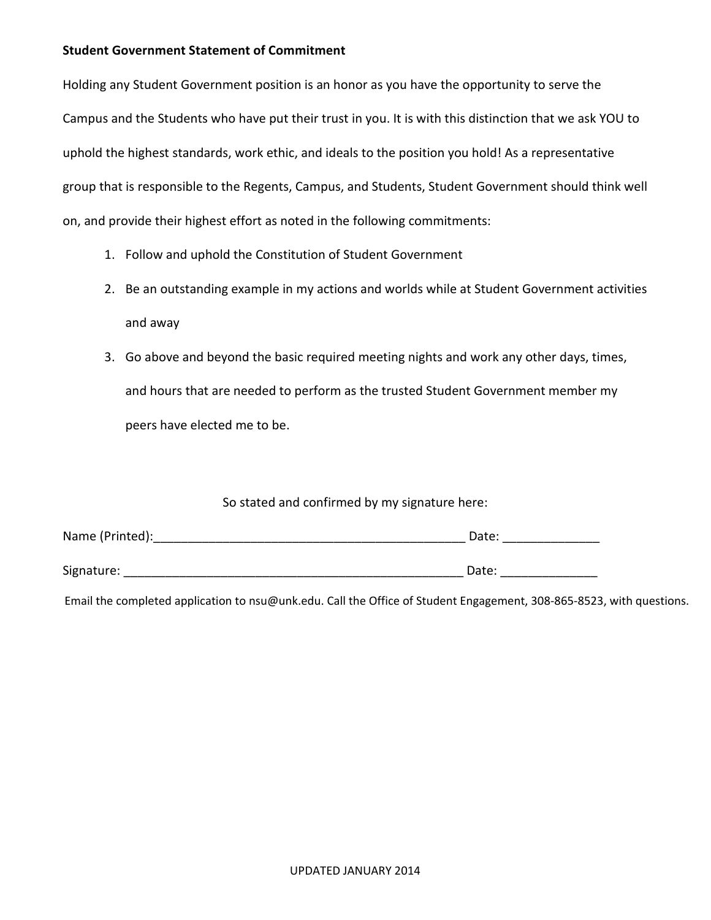**Student Government Statement of Commitment**

Holding any Student Government position is an honor as you have the opportunity to serve the Campus and the Students who have put their trust in you. It is with this distinction that we ask YOU to uphold the highest standards, work ethic, and ideals to the position you hold! As a representative group that is responsible to the Regents, Campus, and Students, Student Government should think well on, and provide their highest effort as noted in the following commitments:

1. Follow and uphold the Constitution of Student Government
2. Be an outstanding example in my actions and worlds while at Student Government activities and away
3. Go above and beyond the basic required meeting nights and work any other days, times, and hours that are needed to perform as the trusted Student Government member my peers have elected me to be.

So stated and confirmed by my signature here:

Name (Printed):_______________________________________________ Date: ______________

Signature: ____________________________________________________ Date: ______________

Email the completed application to nsu@unk.edu. Call the Office of Student Engagement, 308-865-8523, with questions.

UPDATED JANUARY 2014